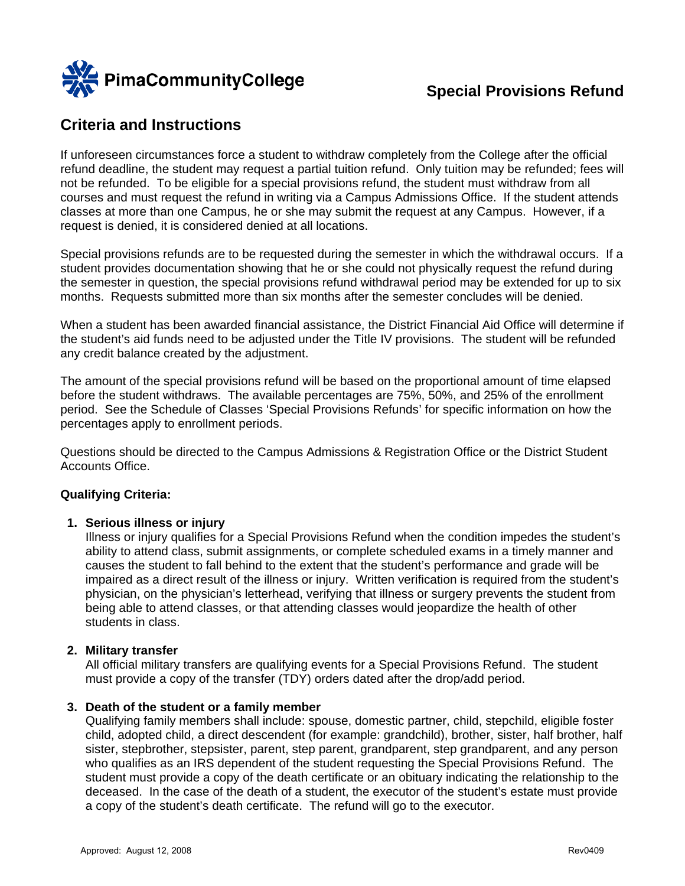PimaCommunityCollege

# Special Provisions Refund

## Criteria and Instructions

If unforeseen circumstances force a student to withdraw completely from the College after the official refund deadline, the student may request a partial tuition refund. Only tuition may be refunded; fees will not be refunded. To be eligible for a special provisions refund, the student must withdraw from all courses and must request the refund in writing via a Campus Admissions Office. If the student attends classes at more than one Campus, he or she may submit the request at any Campus. However, if a request is denied, it is considered denied at all locations.

Special provisions refunds are to be requested during the semester in which the withdrawal occurs. If a student provides documentation showing that he or she could not physically request the refund during the semester in question, the special provisions refund withdrawal period may be extended for up to six months. Requests submitted more than six months after the semester concludes will be denied.

When a student has been awarded financial assistance, the District Financial Aid Office will determine if the student's aid funds need to be adjusted under the Title IV provisions. The student will be refunded any credit balance created by the adjustment.

The amount of the special provisions refund will be based on the proportional amount of time elapsed before the student withdraws. The available percentages are 75%, 50%, and 25% of the enrollment period. See the Schedule of Classes 'Special Provisions Refunds' for specific information on how the percentages apply to enrollment periods.

Questions should be directed to the Campus Admissions & Registration Office or the District Student Accounts Office.

**Qualifying Criteria:**

1. **Serious illness or injury**
   Illness or injury qualifies for a Special Provisions Refund when the condition impedes the student's ability to attend class, submit assignments, or complete scheduled exams in a timely manner and causes the student to fall behind to the extent that the student's performance and grade will be impaired as a direct result of the illness or injury. Written verification is required from the student's physician, on the physician's letterhead, verifying that illness or surgery prevents the student from being able to attend classes, or that attending classes would jeopardize the health of other students in class.

2. **Military transfer**
   All official military transfers are qualifying events for a Special Provisions Refund. The student must provide a copy of the transfer (TDY) orders dated after the drop/add period.

3. **Death of the student or a family member**
   Qualifying family members shall include: spouse, domestic partner, child, stepchild, eligible foster child, adopted child, a direct descendent (for example: grandchild), brother, sister, half brother, half sister, stepbrother, stepsister, parent, step parent, grandparent, step grandparent, and any person who qualifies as an IRS dependent of the student requesting the Special Provisions Refund. The student must provide a copy of the death certificate or an obituary indicating the relationship to the deceased. In the case of the death of a student, the executor of the student's estate must provide a copy of the student's death certificate. The refund will go to the executor.

Approved: August 12, 2008 Rev0409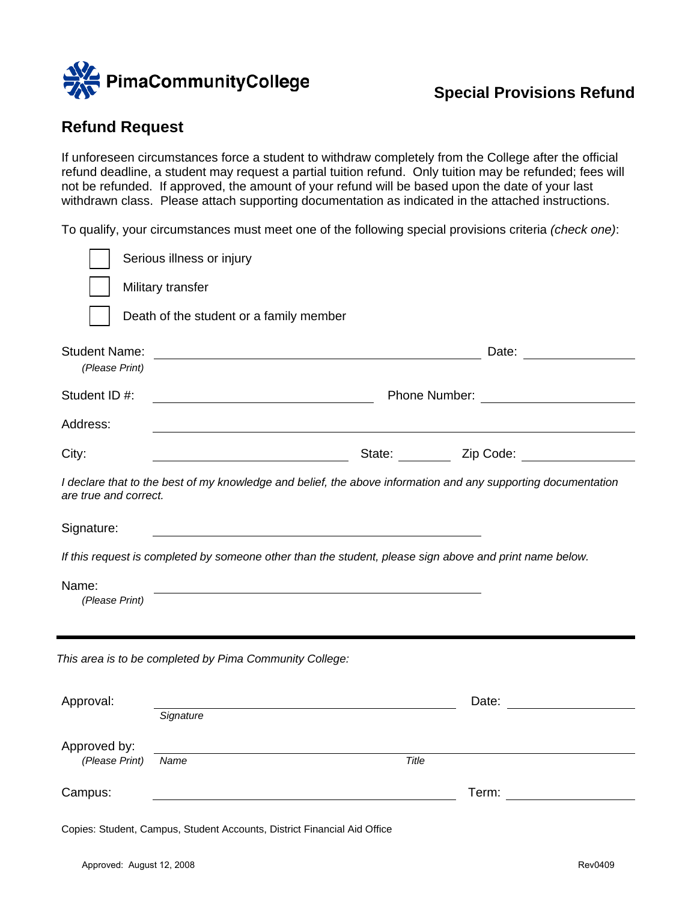PimaCommunityCollege

**Special Provisions Refund**

## Refund Request

If unforeseen circumstances force a student to withdraw completely from the College after the official refund deadline, a student may request a partial tuition refund. Only tuition may be refunded; fees will not be refunded. If approved, the amount of your refund will be based upon the date of your last withdrawn class. Please attach supporting documentation as indicated in the attached instructions.

To qualify, your circumstances must meet one of the following special provisions criteria *(check one)*:

- ☐ Serious illness or injury
- ☐ Military transfer
- ☐ Death of the student or a family member

Student Name: ______________________________ Date: ______________
*(Please Print)*

Student ID #: ______________________ Phone Number: ______________________

Address: ____________________________________________________________

City: ______________________ State: ________ Zip Code: ______________

*I declare that to the best of my knowledge and belief, the above information and any supporting documentation are true and correct.*

Signature: ______________________________

*If this request is completed by someone other than the student, please sign above and print name below.*

Name: ______________________________
*(Please Print)*

---

*This area is to be completed by Pima Community College:*

Approval: ______________________________ Date: ______________
*Signature*

Approved by: ______________________________
*(Please Print)* *Name* *Title*

Campus: ______________________________ Term: ______________

Copies: Student, Campus, Student Accounts, District Financial Aid Office

Approved: August 12, 2008 Rev0409